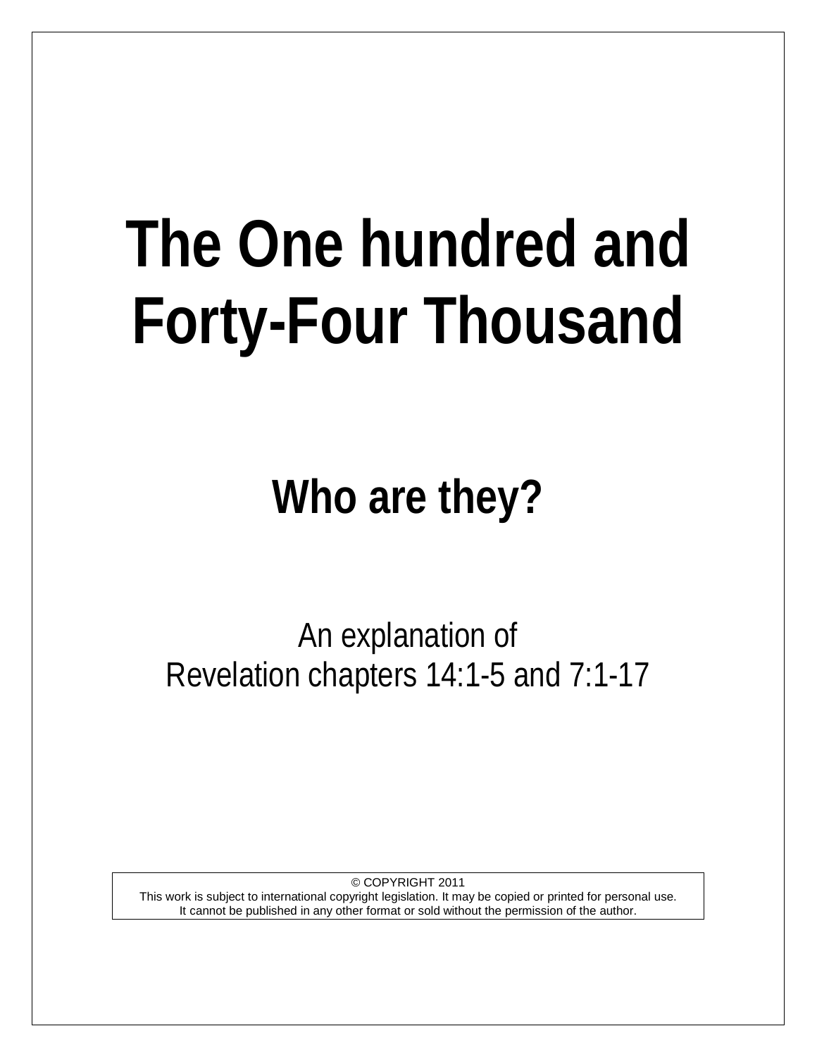# The One hundred and Forty-Four Thousand

## Who are they?

An explanation of
Revelation chapters 14:1-5 and 7:1-17

© COPYRIGHT 2011
This work is subject to international copyright legislation. It may be copied or printed for personal use.
It cannot be published in any other format or sold without the permission of the author.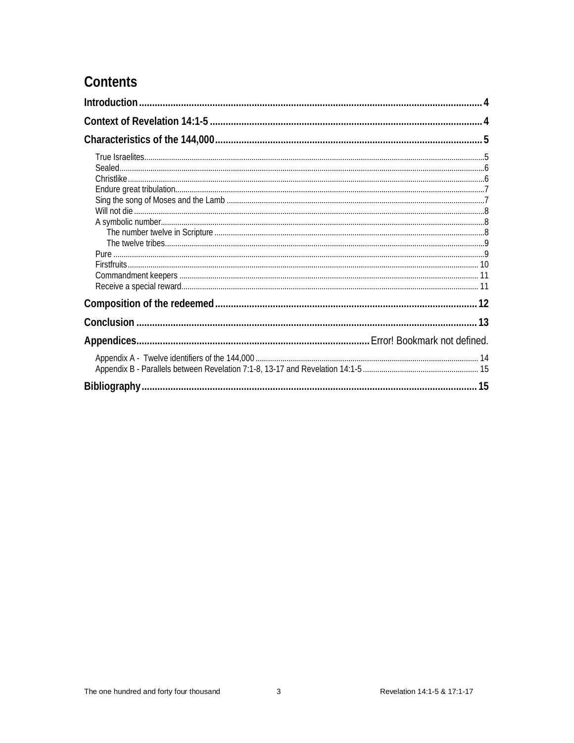# Contents

**Introduction** .................................................................... 4

**Context of Revelation 14:1-5** .................................................................... 4

**Characteristics of the 144,000** .................................................................... 5

- True Israelites .................................................................... 5
- Sealed .................................................................... 6
- Christlike .................................................................... 6
- Endure great tribulation .................................................................... 7
- Sing the song of Moses and the Lamb .................................................................... 7
- Will not die .................................................................... 8
- A symbolic number .................................................................... 8
  - The number twelve in Scripture .................................................................... 8
  - The twelve tribes .................................................................... 9
- Pure .................................................................... 9
- Firstfruits .................................................................... 10
- Commandment keepers .................................................................... 11
- Receive a special reward .................................................................... 11

**Composition of the redeemed** .................................................................... 12

**Conclusion** .................................................................... 13

**Appendices** .................................................................... Error! Bookmark not defined.

- Appendix A - Twelve identifiers of the 144,000 .................................................................... 14
- Appendix B - Parallels between Revelation 7:1-8, 13-17 and Revelation 14:1-5 .................................................................... 15

**Bibliography** .................................................................... 15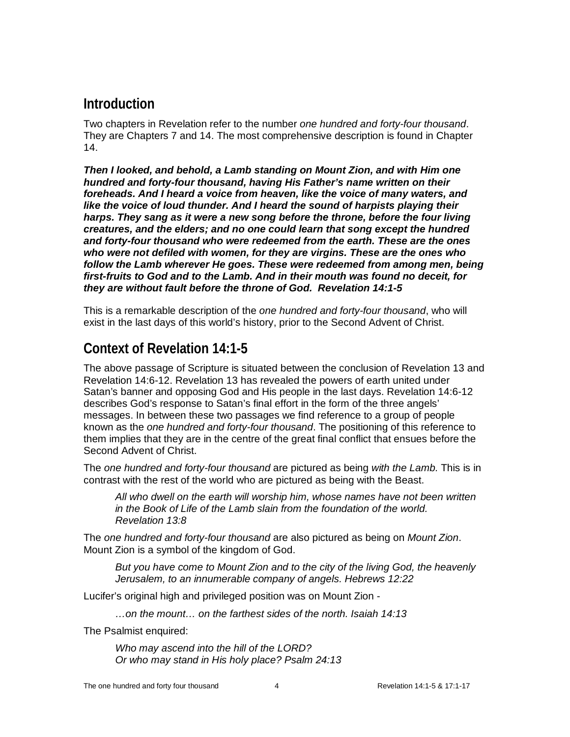## Introduction

Two chapters in Revelation refer to the number *one hundred and forty-four thousand*. They are Chapters 7 and 14. The most comprehensive description is found in Chapter 14.

***Then I looked, and behold, a Lamb standing on Mount Zion, and with Him one hundred and forty-four thousand, having His Father's name written on their foreheads. And I heard a voice from heaven, like the voice of many waters, and like the voice of loud thunder. And I heard the sound of harpists playing their harps. They sang as it were a new song before the throne, before the four living creatures, and the elders; and no one could learn that song except the hundred and forty-four thousand who were redeemed from the earth. These are the ones who were not defiled with women, for they are virgins. These are the ones who follow the Lamb wherever He goes. These were redeemed from among men, being first-fruits to God and to the Lamb. And in their mouth was found no deceit, for they are without fault before the throne of God. Revelation 14:1-5***

This is a remarkable description of the *one hundred and forty-four thousand*, who will exist in the last days of this world's history, prior to the Second Advent of Christ.

## Context of Revelation 14:1-5

The above passage of Scripture is situated between the conclusion of Revelation 13 and Revelation 14:6-12. Revelation 13 has revealed the powers of earth united under Satan's banner and opposing God and His people in the last days. Revelation 14:6-12 describes God's response to Satan's final effort in the form of the three angels' messages. In between these two passages we find reference to a group of people known as the *one hundred and forty-four thousand*. The positioning of this reference to them implies that they are in the centre of the great final conflict that ensues before the Second Advent of Christ.

The *one hundred and forty-four thousand* are pictured as being *with the Lamb.* This is in contrast with the rest of the world who are pictured as being with the Beast.

> *All who dwell on the earth will worship him, whose names have not been written in the Book of Life of the Lamb slain from the foundation of the world. Revelation 13:8*

The *one hundred and forty-four thousand* are also pictured as being on *Mount Zion*. Mount Zion is a symbol of the kingdom of God.

> *But you have come to Mount Zion and to the city of the living God, the heavenly Jerusalem, to an innumerable company of angels. Hebrews 12:22*

Lucifer's original high and privileged position was on Mount Zion -

> *…on the mount… on the farthest sides of the north. Isaiah 14:13*

The Psalmist enquired:

> *Who may ascend into the hill of the LORD?*
> *Or who may stand in His holy place? Psalm 24:13*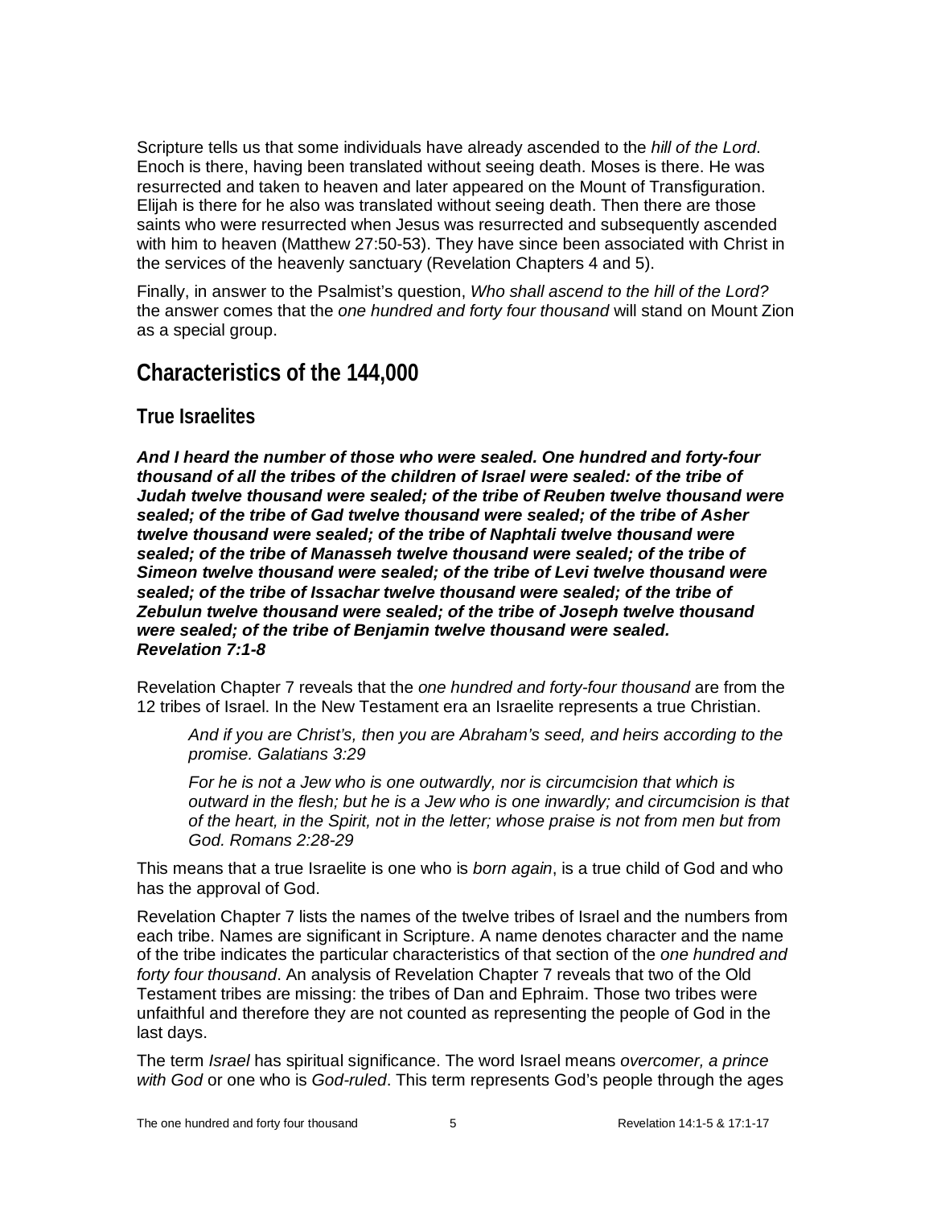Scripture tells us that some individuals have already ascended to the *hill of the Lord*. Enoch is there, having been translated without seeing death. Moses is there. He was resurrected and taken to heaven and later appeared on the Mount of Transfiguration. Elijah is there for he also was translated without seeing death. Then there are those saints who were resurrected when Jesus was resurrected and subsequently ascended with him to heaven (Matthew 27:50-53). They have since been associated with Christ in the services of the heavenly sanctuary (Revelation Chapters 4 and 5).

Finally, in answer to the Psalmist's question, *Who shall ascend to the hill of the Lord?* the answer comes that the *one hundred and forty four thousand* will stand on Mount Zion as a special group.

## Characteristics of the 144,000

### True Israelites

***And I heard the number of those who were sealed. One hundred and forty-four thousand of all the tribes of the children of Israel were sealed: of the tribe of Judah twelve thousand were sealed; of the tribe of Reuben twelve thousand were sealed; of the tribe of Gad twelve thousand were sealed; of the tribe of Asher twelve thousand were sealed; of the tribe of Naphtali twelve thousand were sealed; of the tribe of Manasseh twelve thousand were sealed; of the tribe of Simeon twelve thousand were sealed; of the tribe of Levi twelve thousand were sealed; of the tribe of Issachar twelve thousand were sealed; of the tribe of Zebulun twelve thousand were sealed; of the tribe of Joseph twelve thousand were sealed; of the tribe of Benjamin twelve thousand were sealed. Revelation 7:1-8***

Revelation Chapter 7 reveals that the *one hundred and forty-four thousand* are from the 12 tribes of Israel. In the New Testament era an Israelite represents a true Christian.

> *And if you are Christ's, then you are Abraham's seed, and heirs according to the promise. Galatians 3:29*
>
> *For he is not a Jew who is one outwardly, nor is circumcision that which is outward in the flesh; but he is a Jew who is one inwardly; and circumcision is that of the heart, in the Spirit, not in the letter; whose praise is not from men but from God. Romans 2:28-29*

This means that a true Israelite is one who is *born again*, is a true child of God and who has the approval of God.

Revelation Chapter 7 lists the names of the twelve tribes of Israel and the numbers from each tribe. Names are significant in Scripture. A name denotes character and the name of the tribe indicates the particular characteristics of that section of the *one hundred and forty four thousand*. An analysis of Revelation Chapter 7 reveals that two of the Old Testament tribes are missing: the tribes of Dan and Ephraim. Those two tribes were unfaithful and therefore they are not counted as representing the people of God in the last days.

The term *Israel* has spiritual significance. The word Israel means *overcomer, a prince with God* or one who is *God-ruled*. This term represents God's people through the ages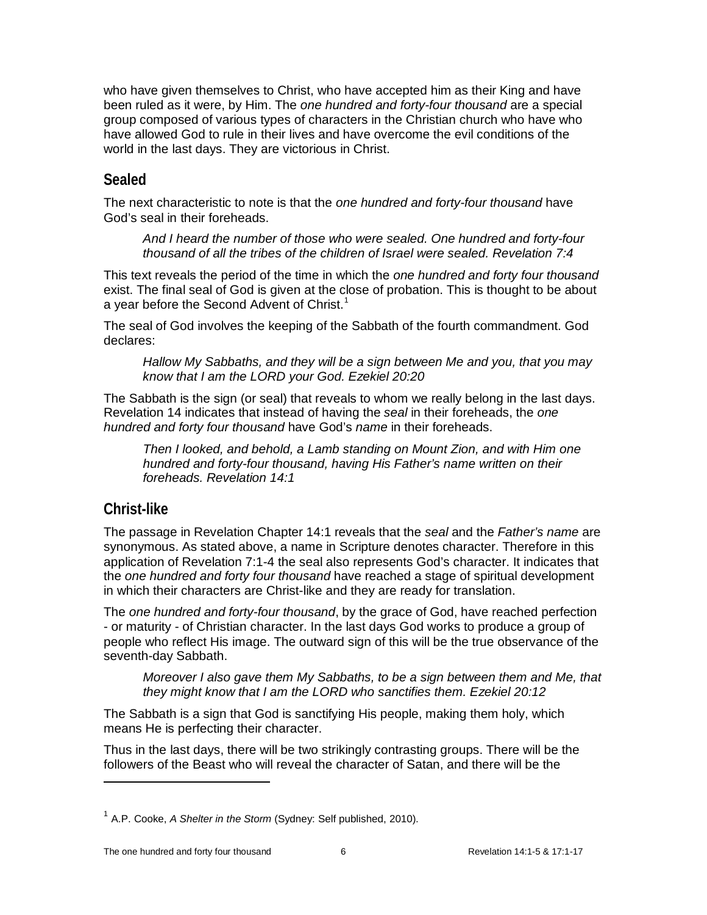who have given themselves to Christ, who have accepted him as their King and have been ruled as it were, by Him. The *one hundred and forty-four thousand* are a special group composed of various types of characters in the Christian church who have who have allowed God to rule in their lives and have overcome the evil conditions of the world in the last days. They are victorious in Christ.

## Sealed

The next characteristic to note is that the *one hundred and forty-four thousand* have God's seal in their foreheads.

> *And I heard the number of those who were sealed. One hundred and forty-four thousand of all the tribes of the children of Israel were sealed. Revelation 7:4*

This text reveals the period of the time in which the *one hundred and forty four thousand* exist. The final seal of God is given at the close of probation. This is thought to be about a year before the Second Advent of Christ.[1]

The seal of God involves the keeping of the Sabbath of the fourth commandment. God declares:

> *Hallow My Sabbaths, and they will be a sign between Me and you, that you may know that I am the LORD your God. Ezekiel 20:20*

The Sabbath is the sign (or seal) that reveals to whom we really belong in the last days. Revelation 14 indicates that instead of having the *seal* in their foreheads, the *one hundred and forty four thousand* have God's *name* in their foreheads.

> *Then I looked, and behold, a Lamb standing on Mount Zion, and with Him one hundred and forty-four thousand, having His Father's name written on their foreheads. Revelation 14:1*

## Christ-like

The passage in Revelation Chapter 14:1 reveals that the *seal* and the *Father's name* are synonymous. As stated above, a name in Scripture denotes character. Therefore in this application of Revelation 7:1-4 the seal also represents God's character. It indicates that the *one hundred and forty four thousand* have reached a stage of spiritual development in which their characters are Christ-like and they are ready for translation.

The *one hundred and forty-four thousand*, by the grace of God, have reached perfection - or maturity - of Christian character. In the last days God works to produce a group of people who reflect His image. The outward sign of this will be the true observance of the seventh-day Sabbath.

> *Moreover I also gave them My Sabbaths, to be a sign between them and Me, that they might know that I am the LORD who sanctifies them. Ezekiel 20:12*

The Sabbath is a sign that God is sanctifying His people, making them holy, which means He is perfecting their character.

Thus in the last days, there will be two strikingly contrasting groups. There will be the followers of the Beast who will reveal the character of Satan, and there will be the

---

[1] A.P. Cooke, *A Shelter in the Storm* (Sydney: Self published, 2010).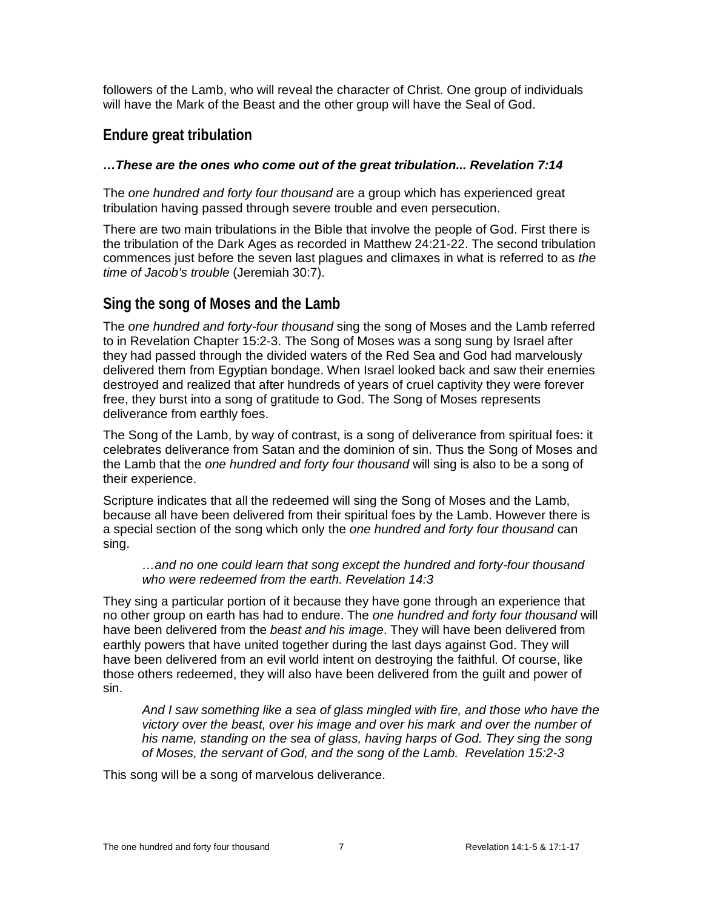followers of the Lamb, who will reveal the character of Christ. One group of individuals will have the Mark of the Beast and the other group will have the Seal of God.

## Endure great tribulation

***…These are the ones who come out of the great tribulation... Revelation 7:14***

The *one hundred and forty four thousand* are a group which has experienced great tribulation having passed through severe trouble and even persecution.

There are two main tribulations in the Bible that involve the people of God. First there is the tribulation of the Dark Ages as recorded in Matthew 24:21-22. The second tribulation commences just before the seven last plagues and climaxes in what is referred to as *the time of Jacob's trouble* (Jeremiah 30:7).

## Sing the song of Moses and the Lamb

The *one hundred and forty-four thousand* sing the song of Moses and the Lamb referred to in Revelation Chapter 15:2-3. The Song of Moses was a song sung by Israel after they had passed through the divided waters of the Red Sea and God had marvelously delivered them from Egyptian bondage. When Israel looked back and saw their enemies destroyed and realized that after hundreds of years of cruel captivity they were forever free, they burst into a song of gratitude to God. The Song of Moses represents deliverance from earthly foes.

The Song of the Lamb, by way of contrast, is a song of deliverance from spiritual foes: it celebrates deliverance from Satan and the dominion of sin. Thus the Song of Moses and the Lamb that the *one hundred and forty four thousand* will sing is also to be a song of their experience.

Scripture indicates that all the redeemed will sing the Song of Moses and the Lamb, because all have been delivered from their spiritual foes by the Lamb. However there is a special section of the song which only the *one hundred and forty four thousand* can sing.

> *…and no one could learn that song except the hundred and forty-four thousand who were redeemed from the earth. Revelation 14:3*

They sing a particular portion of it because they have gone through an experience that no other group on earth has had to endure. The *one hundred and forty four thousand* will have been delivered from the *beast and his image*. They will have been delivered from earthly powers that have united together during the last days against God. They will have been delivered from an evil world intent on destroying the faithful. Of course, like those others redeemed, they will also have been delivered from the guilt and power of sin.

> *And I saw something like a sea of glass mingled with fire, and those who have the victory over the beast, over his image and over his mark and over the number of his name, standing on the sea of glass, having harps of God. They sing the song of Moses, the servant of God, and the song of the Lamb. Revelation 15:2-3*

This song will be a song of marvelous deliverance.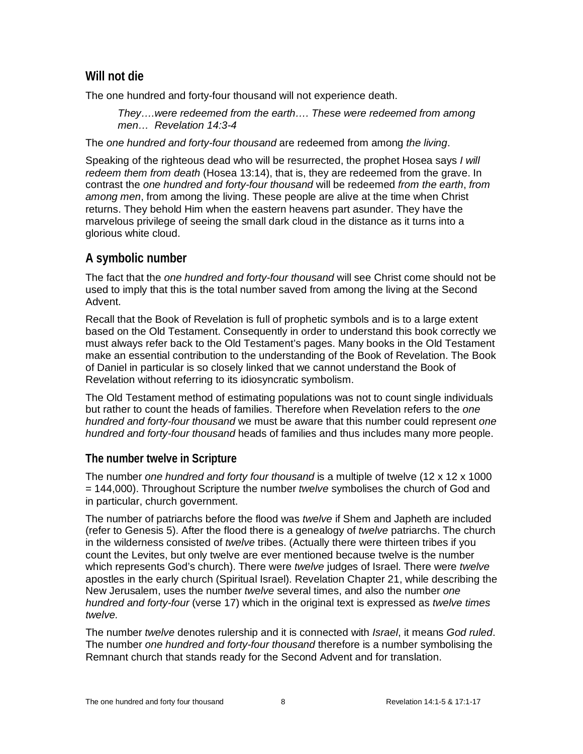## Will not die

The one hundred and forty-four thousand will not experience death.

> *They….were redeemed from the earth…. These were redeemed from among men… Revelation 14:3-4*

The *one hundred and forty-four thousand* are redeemed from among *the living*.

Speaking of the righteous dead who will be resurrected, the prophet Hosea says *I will redeem them from death* (Hosea 13:14), that is, they are redeemed from the grave. In contrast the *one hundred and forty-four thousand* will be redeemed *from the earth*, *from among men*, from among the living. These people are alive at the time when Christ returns. They behold Him when the eastern heavens part asunder. They have the marvelous privilege of seeing the small dark cloud in the distance as it turns into a glorious white cloud.

## A symbolic number

The fact that the *one hundred and forty-four thousand* will see Christ come should not be used to imply that this is the total number saved from among the living at the Second Advent.

Recall that the Book of Revelation is full of prophetic symbols and is to a large extent based on the Old Testament. Consequently in order to understand this book correctly we must always refer back to the Old Testament's pages. Many books in the Old Testament make an essential contribution to the understanding of the Book of Revelation. The Book of Daniel in particular is so closely linked that we cannot understand the Book of Revelation without referring to its idiosyncratic symbolism.

The Old Testament method of estimating populations was not to count single individuals but rather to count the heads of families. Therefore when Revelation refers to the *one hundred and forty-four thousand* we must be aware that this number could represent *one hundred and forty-four thousand* heads of families and thus includes many more people.

### The number twelve in Scripture

The number *one hundred and forty four thousand* is a multiple of twelve (12 x 12 x 1000 = 144,000). Throughout Scripture the number *twelve* symbolises the church of God and in particular, church government.

The number of patriarchs before the flood was *twelve* if Shem and Japheth are included (refer to Genesis 5). After the flood there is a genealogy of *twelve* patriarchs. The church in the wilderness consisted of *twelve* tribes. (Actually there were thirteen tribes if you count the Levites, but only twelve are ever mentioned because twelve is the number which represents God's church). There were *twelve* judges of Israel. There were *twelve* apostles in the early church (Spiritual Israel). Revelation Chapter 21, while describing the New Jerusalem, uses the number *twelve* several times, and also the number *one hundred and forty-four* (verse 17) which in the original text is expressed as *twelve times twelve.*

The number *twelve* denotes rulership and it is connected with *Israel*, it means *God ruled*. The number *one hundred and forty-four thousand* therefore is a number symbolising the Remnant church that stands ready for the Second Advent and for translation.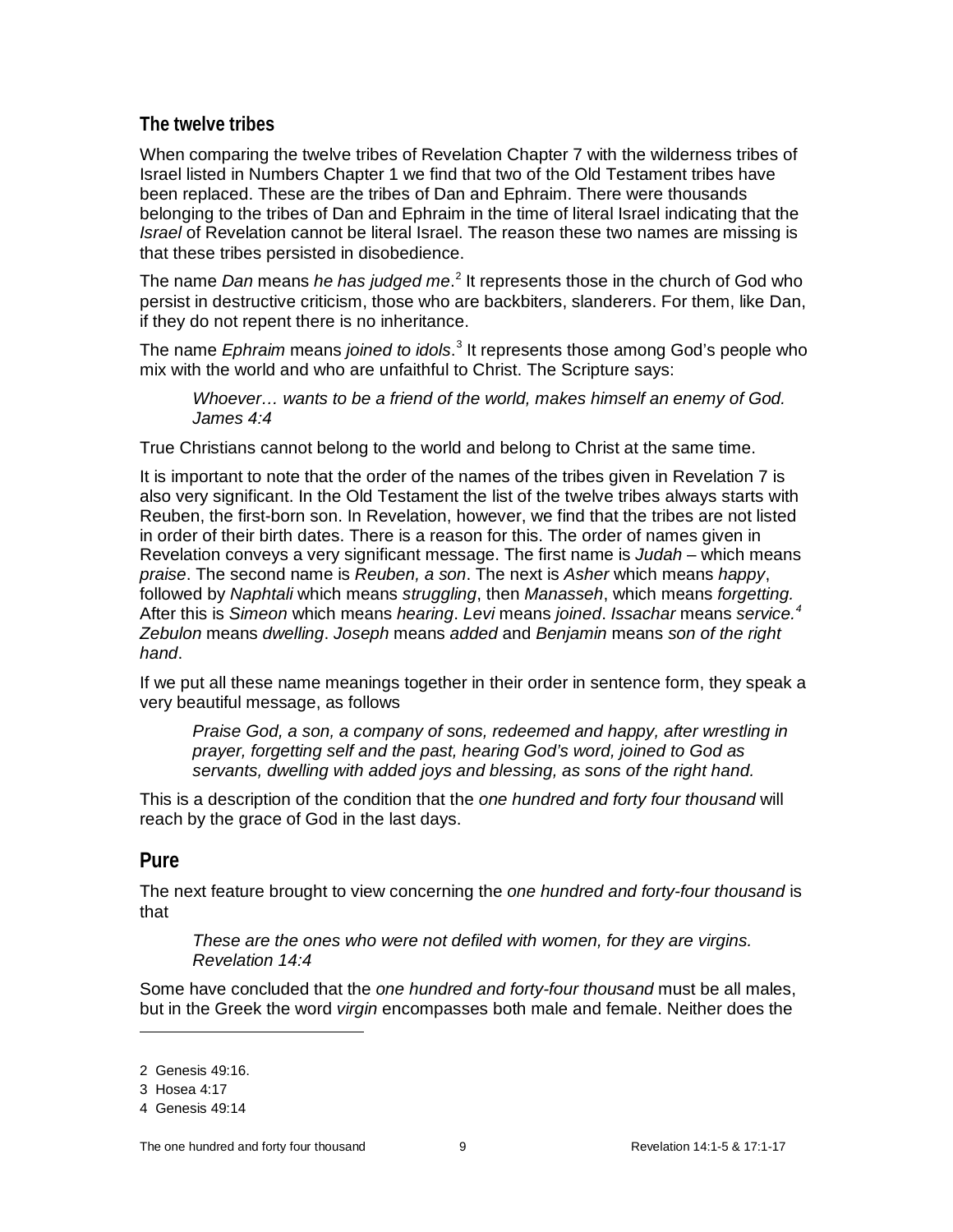## The twelve tribes

When comparing the twelve tribes of Revelation Chapter 7 with the wilderness tribes of Israel listed in Numbers Chapter 1 we find that two of the Old Testament tribes have been replaced. These are the tribes of Dan and Ephraim. There were thousands belonging to the tribes of Dan and Ephraim in the time of literal Israel indicating that the *Israel* of Revelation cannot be literal Israel. The reason these two names are missing is that these tribes persisted in disobedience.

The name *Dan* means *he has judged me*.[2] It represents those in the church of God who persist in destructive criticism, those who are backbiters, slanderers. For them, like Dan, if they do not repent there is no inheritance.

The name *Ephraim* means *joined to idols*.[3] It represents those among God's people who mix with the world and who are unfaithful to Christ. The Scripture says:

> *Whoever… wants to be a friend of the world, makes himself an enemy of God. James 4:4*

True Christians cannot belong to the world and belong to Christ at the same time.

It is important to note that the order of the names of the tribes given in Revelation 7 is also very significant. In the Old Testament the list of the twelve tribes always starts with Reuben, the first-born son. In Revelation, however, we find that the tribes are not listed in order of their birth dates. There is a reason for this. The order of names given in Revelation conveys a very significant message. The first name is *Judah* – which means *praise*. The second name is *Reuben, a son*. The next is *Asher* which means *happy*, followed by *Naphtali* which means *struggling*, then *Manasseh*, which means *forgetting.* After this is *Simeon* which means *hearing*. *Levi* means *joined*. *Issachar* means *service.*[4] *Zebulon* means *dwelling*. *Joseph* means *added* and *Benjamin* means *son of the right hand*.

If we put all these name meanings together in their order in sentence form, they speak a very beautiful message, as follows

> *Praise God, a son, a company of sons, redeemed and happy, after wrestling in prayer, forgetting self and the past, hearing God's word, joined to God as servants, dwelling with added joys and blessing, as sons of the right hand.*

This is a description of the condition that the *one hundred and forty four thousand* will reach by the grace of God in the last days.

## Pure

The next feature brought to view concerning the *one hundred and forty-four thousand* is that

> *These are the ones who were not defiled with women, for they are virgins. Revelation 14:4*

Some have concluded that the *one hundred and forty-four thousand* must be all males, but in the Greek the word *virgin* encompasses both male and female. Neither does the

---

2 Genesis 49:16.

3 Hosea 4:17

4 Genesis 49:14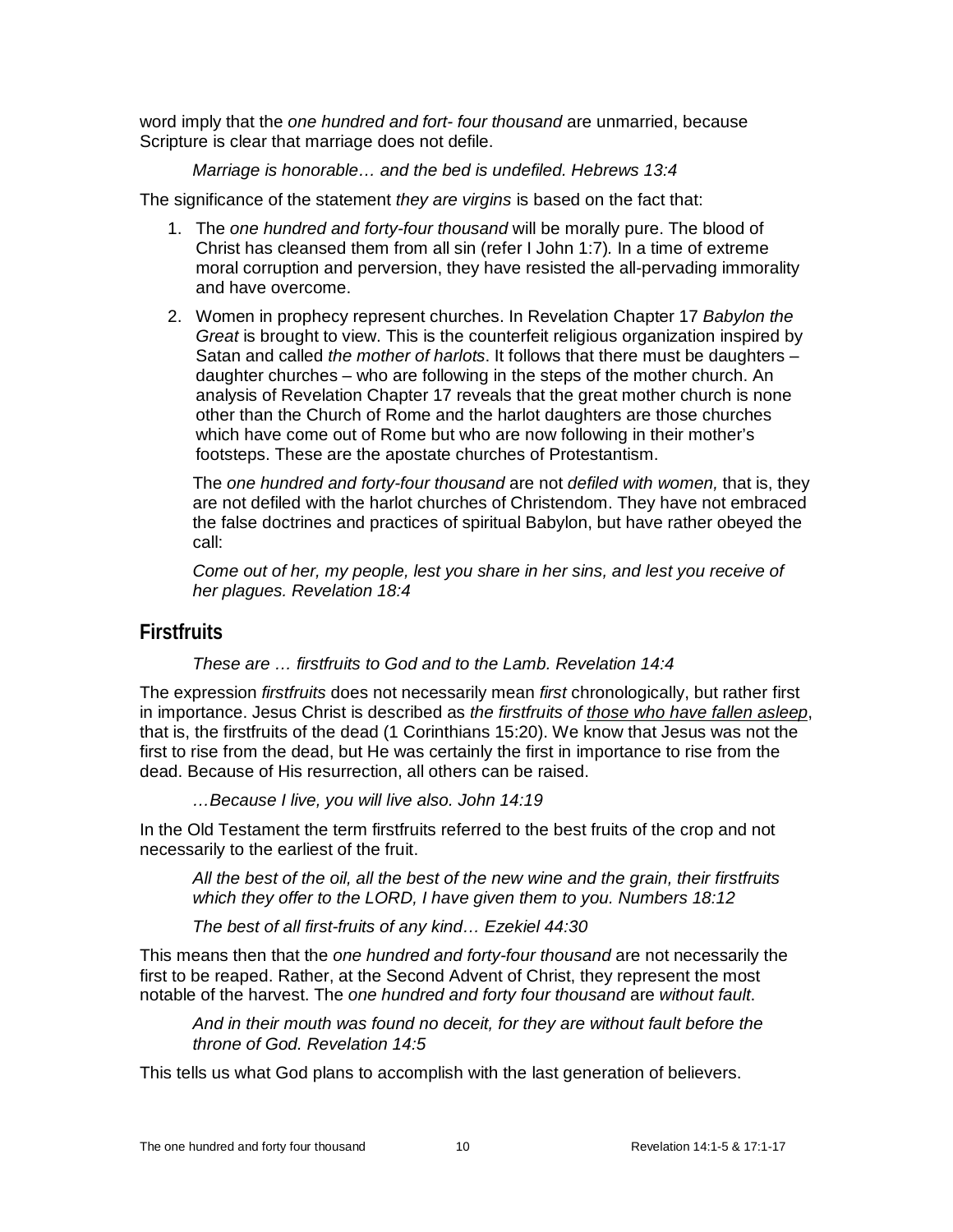word imply that the *one hundred and fort- four thousand* are unmarried, because Scripture is clear that marriage does not defile.

> *Marriage is honorable… and the bed is undefiled. Hebrews 13:4*

The significance of the statement *they are virgins* is based on the fact that:

1. The *one hundred and forty-four thousand* will be morally pure. The blood of Christ has cleansed them from all sin (refer I John 1:7). In a time of extreme moral corruption and perversion, they have resisted the all-pervading immorality and have overcome.
2. Women in prophecy represent churches. In Revelation Chapter 17 *Babylon the Great* is brought to view. This is the counterfeit religious organization inspired by Satan and called *the mother of harlots*. It follows that there must be daughters – daughter churches – who are following in the steps of the mother church. An analysis of Revelation Chapter 17 reveals that the great mother church is none other than the Church of Rome and the harlot daughters are those churches which have come out of Rome but who are now following in their mother's footsteps. These are the apostate churches of Protestantism.

   The *one hundred and forty-four thousand* are not *defiled with women,* that is, they are not defiled with the harlot churches of Christendom. They have not embraced the false doctrines and practices of spiritual Babylon, but have rather obeyed the call:

   *Come out of her, my people, lest you share in her sins, and lest you receive of her plagues. Revelation 18:4*

## Firstfruits

> *These are … firstfruits to God and to the Lamb. Revelation 14:4*

The expression *firstfruits* does not necessarily mean *first* chronologically, but rather first in importance. Jesus Christ is described as *the firstfruits of <u>those who have fallen asleep</u>*, that is, the firstfruits of the dead (1 Corinthians 15:20). We know that Jesus was not the first to rise from the dead, but He was certainly the first in importance to rise from the dead. Because of His resurrection, all others can be raised.

> *…Because I live, you will live also. John 14:19*

In the Old Testament the term firstfruits referred to the best fruits of the crop and not necessarily to the earliest of the fruit.

> *All the best of the oil, all the best of the new wine and the grain, their firstfruits which they offer to the LORD, I have given them to you. Numbers 18:12*
>
> *The best of all first-fruits of any kind… Ezekiel 44:30*

This means then that the *one hundred and forty-four thousand* are not necessarily the first to be reaped. Rather, at the Second Advent of Christ, they represent the most notable of the harvest. The *one hundred and forty four thousand* are *without fault*.

> *And in their mouth was found no deceit, for they are without fault before the throne of God. Revelation 14:5*

This tells us what God plans to accomplish with the last generation of believers.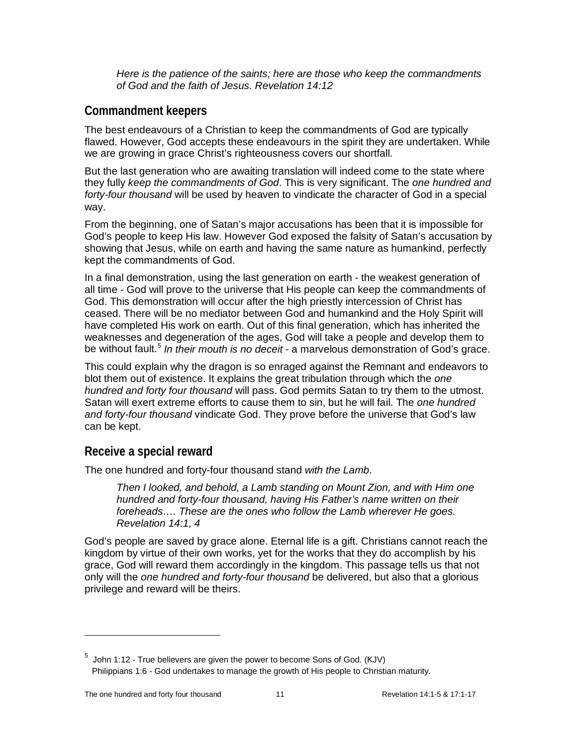> *Here is the patience of the saints; here are those who keep the commandments of God and the faith of Jesus. Revelation 14:12*

## Commandment keepers

The best endeavours of a Christian to keep the commandments of God are typically flawed. However, God accepts these endeavours in the spirit they are undertaken. While we are growing in grace Christ's righteousness covers our shortfall.

But the last generation who are awaiting translation will indeed come to the state where they fully *keep the commandments of God*. This is very significant. The *one hundred and forty-four thousand* will be used by heaven to vindicate the character of God in a special way.

From the beginning, one of Satan's major accusations has been that it is impossible for God's people to keep His law. However God exposed the falsity of Satan's accusation by showing that Jesus, while on earth and having the same nature as humankind, perfectly kept the commandments of God.

In a final demonstration, using the last generation on earth - the weakest generation of all time - God will prove to the universe that His people can keep the commandments of God. This demonstration will occur after the high priestly intercession of Christ has ceased. There will be no mediator between God and humankind and the Holy Spirit will have completed His work on earth. Out of this final generation, which has inherited the weaknesses and degeneration of the ages, God will take a people and develop them to be without fault.[5] *In their mouth is no deceit* - a marvelous demonstration of God's grace.

This could explain why the dragon is so enraged against the Remnant and endeavors to blot them out of existence. It explains the great tribulation through which the *one hundred and forty four thousand* will pass. God permits Satan to try them to the utmost. Satan will exert extreme efforts to cause them to sin, but he will fail. The *one hundred and forty-four thousand* vindicate God. They prove before the universe that God's law can be kept.

## Receive a special reward

The one hundred and forty-four thousand stand *with the Lamb*.

> *Then I looked, and behold, a Lamb standing on Mount Zion, and with Him one hundred and forty-four thousand, having His Father's name written on their foreheads…. These are the ones who follow the Lamb wherever He goes. Revelation 14:1, 4*

God's people are saved by grace alone. Eternal life is a gift. Christians cannot reach the kingdom by virtue of their own works, yet for the works that they do accomplish by his grace, God will reward them accordingly in the kingdom. This passage tells us that not only will the *one hundred and forty-four thousand* be delivered, but also that a glorious privilege and reward will be theirs.

---

[5] John 1:12 - True believers are given the power to become Sons of God. (KJV)
Philippians 1:6 - God undertakes to manage the growth of His people to Christian maturity.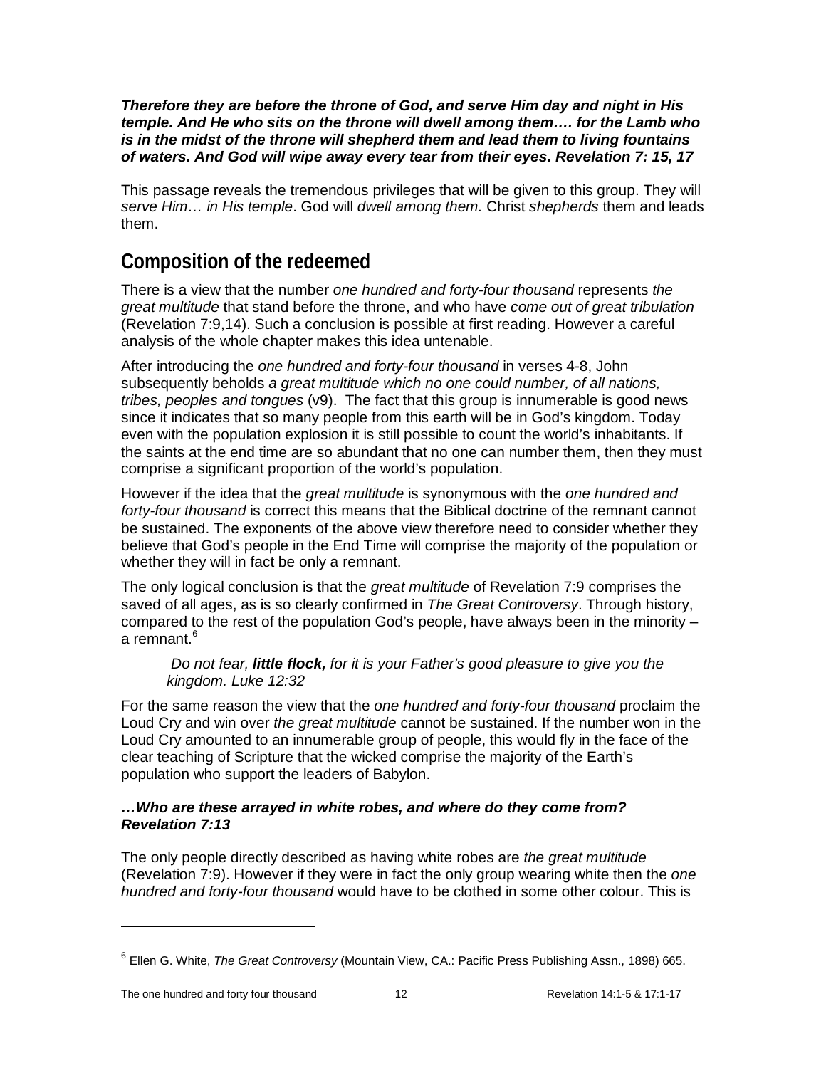***Therefore they are before the throne of God, and serve Him day and night in His temple. And He who sits on the throne will dwell among them…. for the Lamb who is in the midst of the throne will shepherd them and lead them to living fountains of waters. And God will wipe away every tear from their eyes. Revelation 7: 15, 17***

This passage reveals the tremendous privileges that will be given to this group. They will *serve Him… in His temple*. God will *dwell among them.* Christ *shepherds* them and leads them.

## Composition of the redeemed

There is a view that the number *one hundred and forty-four thousand* represents *the great multitude* that stand before the throne, and who have *come out of great tribulation* (Revelation 7:9,14). Such a conclusion is possible at first reading. However a careful analysis of the whole chapter makes this idea untenable.

After introducing the *one hundred and forty-four thousand* in verses 4-8, John subsequently beholds *a great multitude which no one could number, of all nations, tribes, peoples and tongues* (v9). The fact that this group is innumerable is good news since it indicates that so many people from this earth will be in God's kingdom. Today even with the population explosion it is still possible to count the world's inhabitants. If the saints at the end time are so abundant that no one can number them, then they must comprise a significant proportion of the world's population.

However if the idea that the *great multitude* is synonymous with the *one hundred and forty-four thousand* is correct this means that the Biblical doctrine of the remnant cannot be sustained. The exponents of the above view therefore need to consider whether they believe that God's people in the End Time will comprise the majority of the population or whether they will in fact be only a remnant.

The only logical conclusion is that the *great multitude* of Revelation 7:9 comprises the saved of all ages, as is so clearly confirmed in *The Great Controversy*. Through history, compared to the rest of the population God's people, have always been in the minority – a remnant.[6]

> *Do not fear, **little flock,** for it is your Father's good pleasure to give you the kingdom. Luke 12:32*

For the same reason the view that the *one hundred and forty-four thousand* proclaim the Loud Cry and win over *the great multitude* cannot be sustained. If the number won in the Loud Cry amounted to an innumerable group of people, this would fly in the face of the clear teaching of Scripture that the wicked comprise the majority of the Earth's population who support the leaders of Babylon.

***…Who are these arrayed in white robes, and where do they come from? Revelation 7:13***

The only people directly described as having white robes are *the great multitude* (Revelation 7:9). However if they were in fact the only group wearing white then the *one hundred and forty-four thousand* would have to be clothed in some other colour. This is

[6] Ellen G. White, *The Great Controversy* (Mountain View, CA.: Pacific Press Publishing Assn., 1898) 665.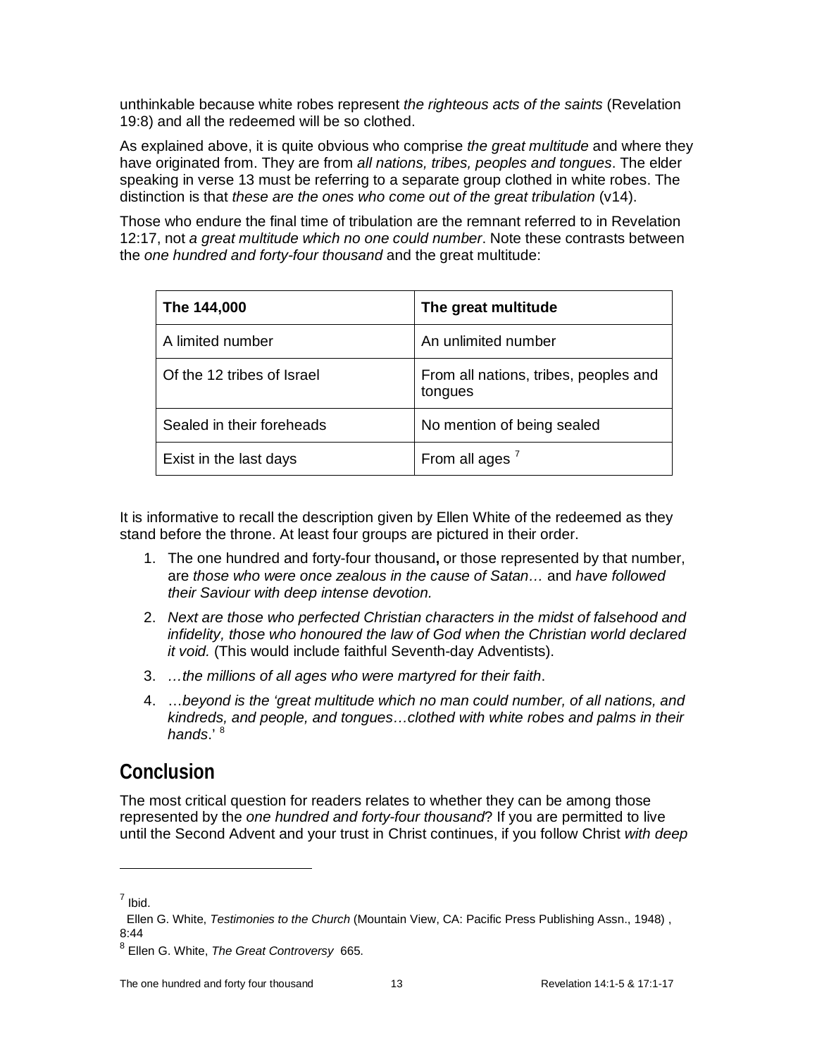unthinkable because white robes represent *the righteous acts of the saints* (Revelation 19:8) and all the redeemed will be so clothed.

As explained above, it is quite obvious who comprise *the great multitude* and where they have originated from. They are from *all nations, tribes, peoples and tongues*. The elder speaking in verse 13 must be referring to a separate group clothed in white robes. The distinction is that *these are the ones who come out of the great tribulation* (v14).

Those who endure the final time of tribulation are the remnant referred to in Revelation 12:17, not *a great multitude which no one could number*. Note these contrasts between the *one hundred and forty-four thousand* and the great multitude:

| **The 144,000** | **The great multitude** |
|---|---|
| A limited number | An unlimited number |
| Of the 12 tribes of Israel | From all nations, tribes, peoples and tongues |
| Sealed in their foreheads | No mention of being sealed |
| Exist in the last days | From all ages [7] |

It is informative to recall the description given by Ellen White of the redeemed as they stand before the throne. At least four groups are pictured in their order.

1. The one hundred and forty-four thousand**,** or those represented by that number, are *those who were once zealous in the cause of Satan…* and *have followed their Saviour with deep intense devotion.*
2. *Next are those who perfected Christian characters in the midst of falsehood and infidelity, those who honoured the law of God when the Christian world declared it void.* (This would include faithful Seventh-day Adventists).
3. *…the millions of all ages who were martyred for their faith*.
4. *…beyond is the 'great multitude which no man could number, of all nations, and kindreds, and people, and tongues…clothed with white robes and palms in their hands*.' [8]

## Conclusion

The most critical question for readers relates to whether they can be among those represented by the *one hundred and forty-four thousand*? If you are permitted to live until the Second Advent and your trust in Christ continues, if you follow Christ *with deep*

---

[7] Ibid.
Ellen G. White, *Testimonies to the Church* (Mountain View, CA: Pacific Press Publishing Assn., 1948) , 8:44

[8] Ellen G. White, *The Great Controversy* 665.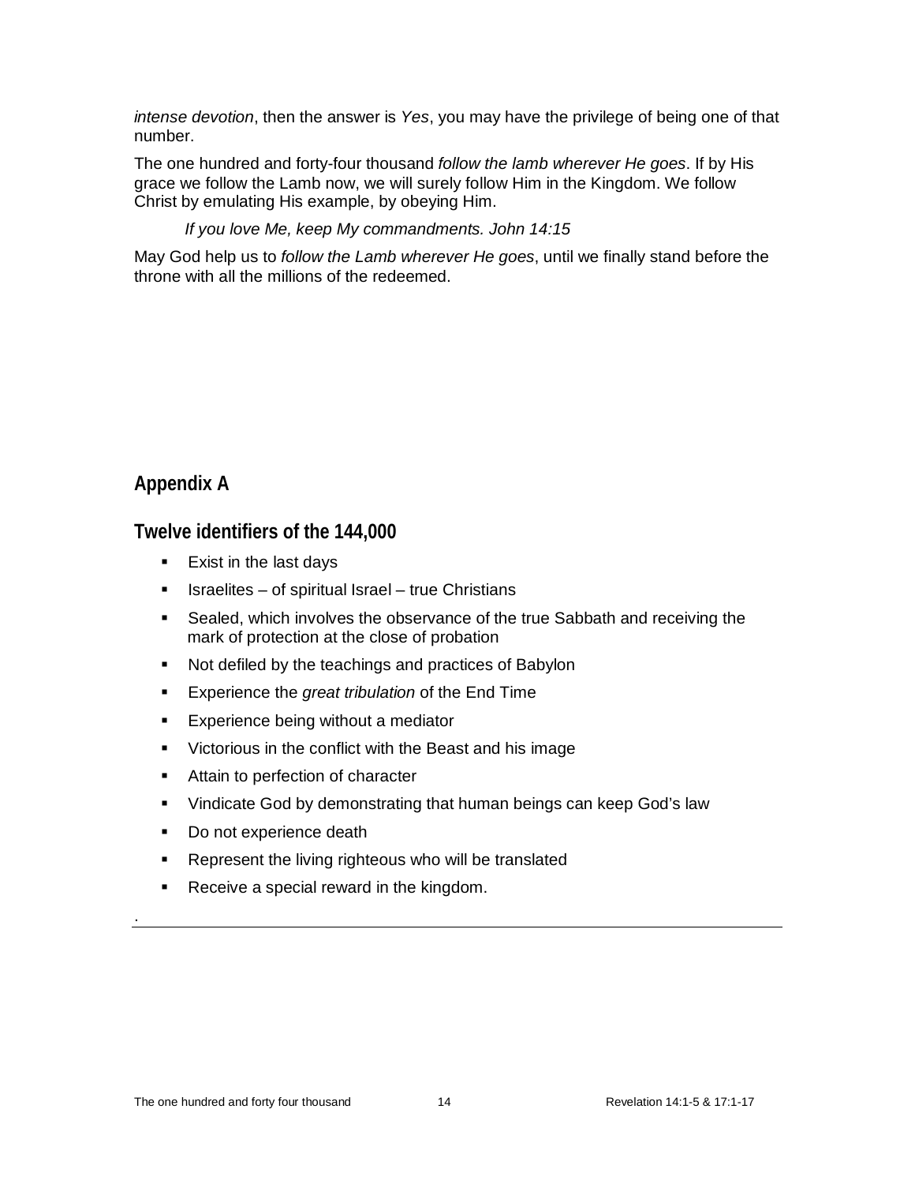*intense devotion*, then the answer is *Yes*, you may have the privilege of being one of that number.

The one hundred and forty-four thousand *follow the lamb wherever He goes*. If by His grace we follow the Lamb now, we will surely follow Him in the Kingdom. We follow Christ by emulating His example, by obeying Him.

> *If you love Me, keep My commandments. John 14:15*

May God help us to *follow the Lamb wherever He goes*, until we finally stand before the throne with all the millions of the redeemed.

## Appendix A

## Twelve identifiers of the 144,000

- Exist in the last days
- Israelites – of spiritual Israel – true Christians
- Sealed, which involves the observance of the true Sabbath and receiving the mark of protection at the close of probation
- Not defiled by the teachings and practices of Babylon
- Experience the *great tribulation* of the End Time
- Experience being without a mediator
- Victorious in the conflict with the Beast and his image
- Attain to perfection of character
- Vindicate God by demonstrating that human beings can keep God's law
- Do not experience death
- Represent the living righteous who will be translated
- Receive a special reward in the kingdom.

.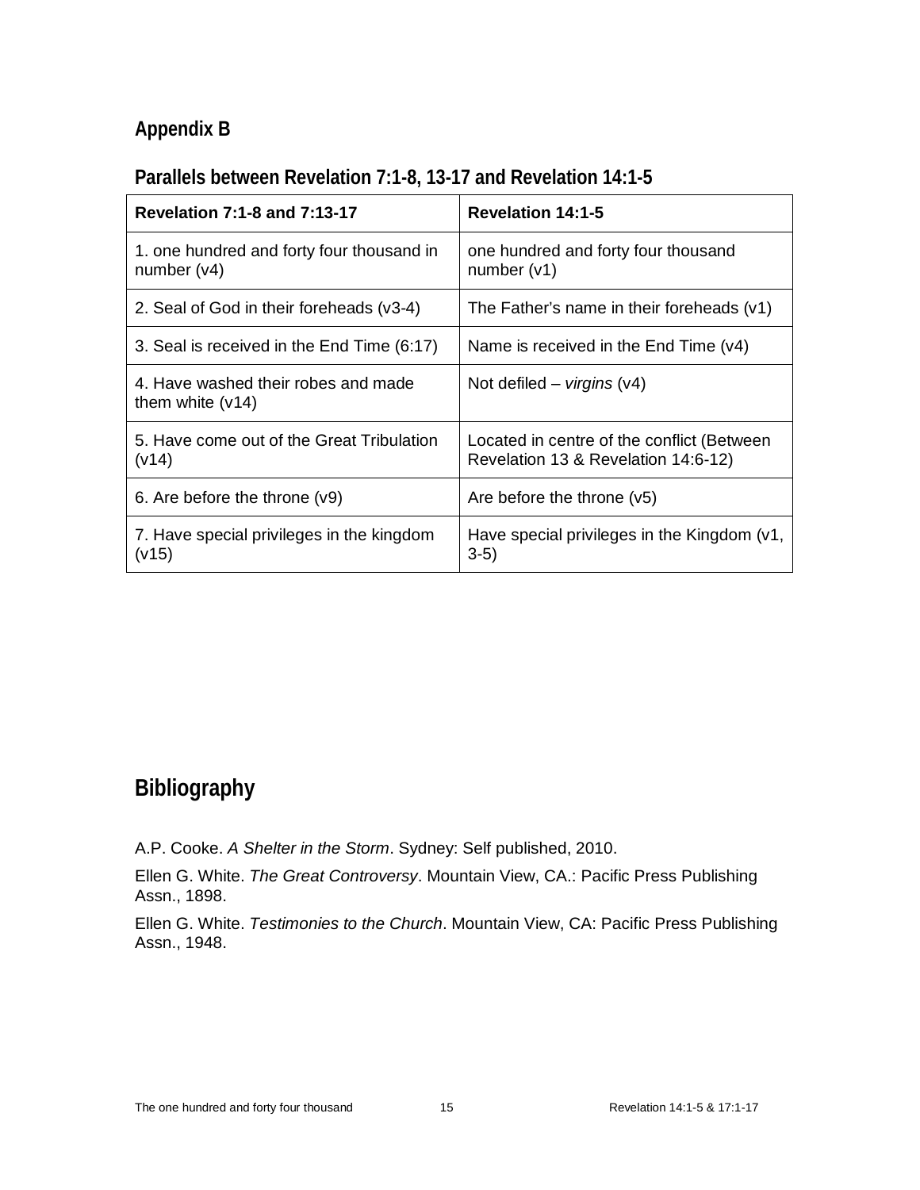## Appendix B

### Parallels between Revelation 7:1-8, 13-17 and Revelation 14:1-5

| Revelation 7:1-8 and 7:13-17 | Revelation 14:1-5 |
| --- | --- |
| 1. one hundred and forty four thousand in number (v4) | one hundred and forty four thousand number (v1) |
| 2. Seal of God in their foreheads (v3-4) | The Father's name in their foreheads (v1) |
| 3. Seal is received in the End Time (6:17) | Name is received in the End Time (v4) |
| 4. Have washed their robes and made them white (v14) | Not defiled – *virgins* (v4) |
| 5. Have come out of the Great Tribulation (v14) | Located in centre of the conflict (Between Revelation 13 & Revelation 14:6-12) |
| 6. Are before the throne (v9) | Are before the throne (v5) |
| 7. Have special privileges in the kingdom (v15) | Have special privileges in the Kingdom (v1, 3-5) |

## Bibliography

A.P. Cooke. *A Shelter in the Storm*. Sydney: Self published, 2010.

Ellen G. White. *The Great Controversy*. Mountain View, CA.: Pacific Press Publishing Assn., 1898.

Ellen G. White. *Testimonies to the Church*. Mountain View, CA: Pacific Press Publishing Assn., 1948.